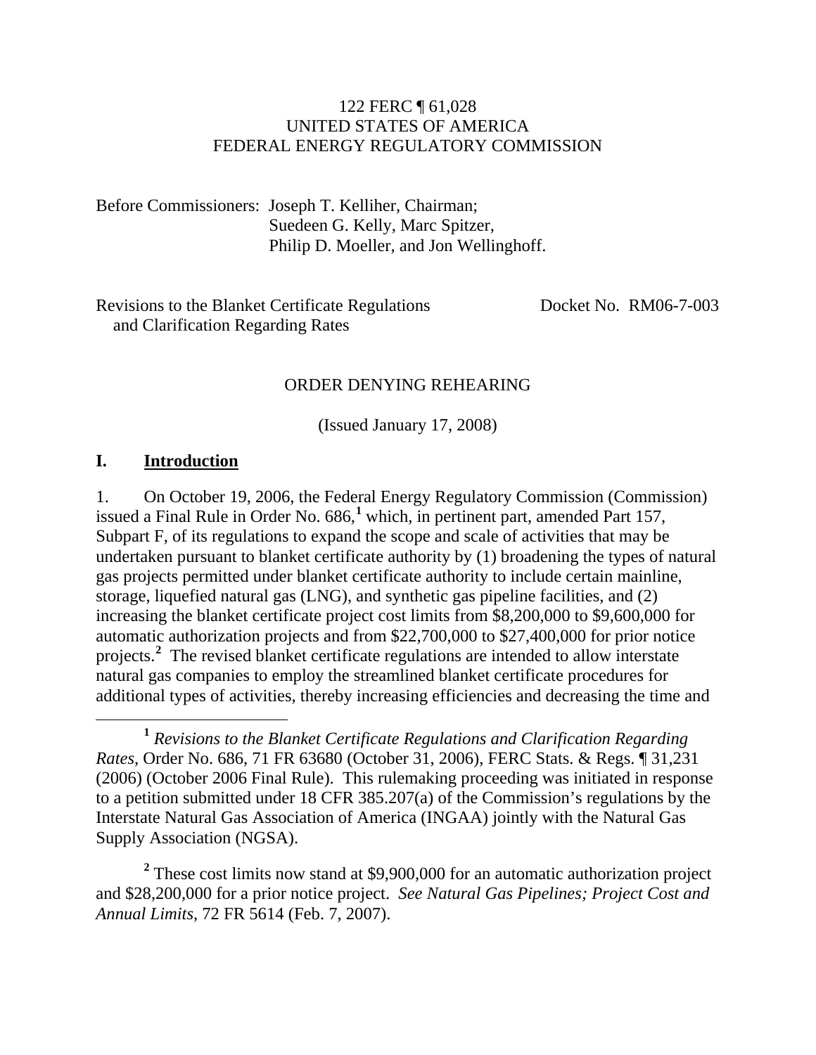122 FERC ¶ 61,028
UNITED STATES OF AMERICA
FEDERAL ENERGY REGULATORY COMMISSION

Before Commissioners: Joseph T. Kelliher, Chairman;
Suedeen G. Kelly, Marc Spitzer,
Philip D. Moeller, and Jon Wellinghoff.

Revisions to the Blanket Certificate Regulations and Clarification Regarding Rates — Docket No. RM06-7-003

ORDER DENYING REHEARING

(Issued January 17, 2008)

## I. **Introduction**

1. On October 19, 2006, the Federal Energy Regulatory Commission (Commission) issued a Final Rule in Order No. 686,[1] which, in pertinent part, amended Part 157, Subpart F, of its regulations to expand the scope and scale of activities that may be undertaken pursuant to blanket certificate authority by (1) broadening the types of natural gas projects permitted under blanket certificate authority to include certain mainline, storage, liquefied natural gas (LNG), and synthetic gas pipeline facilities, and (2) increasing the blanket certificate project cost limits from $8,200,000 to $9,600,000 for automatic authorization projects and from $22,700,000 to $27,400,000 for prior notice projects.[2] The revised blanket certificate regulations are intended to allow interstate natural gas companies to employ the streamlined blanket certificate procedures for additional types of activities, thereby increasing efficiencies and decreasing the time and

---

[1] *Revisions to the Blanket Certificate Regulations and Clarification Regarding Rates*, Order No. 686, 71 FR 63680 (October 31, 2006), FERC Stats. & Regs. ¶ 31,231 (2006) (October 2006 Final Rule). This rulemaking proceeding was initiated in response to a petition submitted under 18 CFR 385.207(a) of the Commission's regulations by the Interstate Natural Gas Association of America (INGAA) jointly with the Natural Gas Supply Association (NGSA).

[2] These cost limits now stand at $9,900,000 for an automatic authorization project and $28,200,000 for a prior notice project. *See Natural Gas Pipelines; Project Cost and Annual Limits*, 72 FR 5614 (Feb. 7, 2007).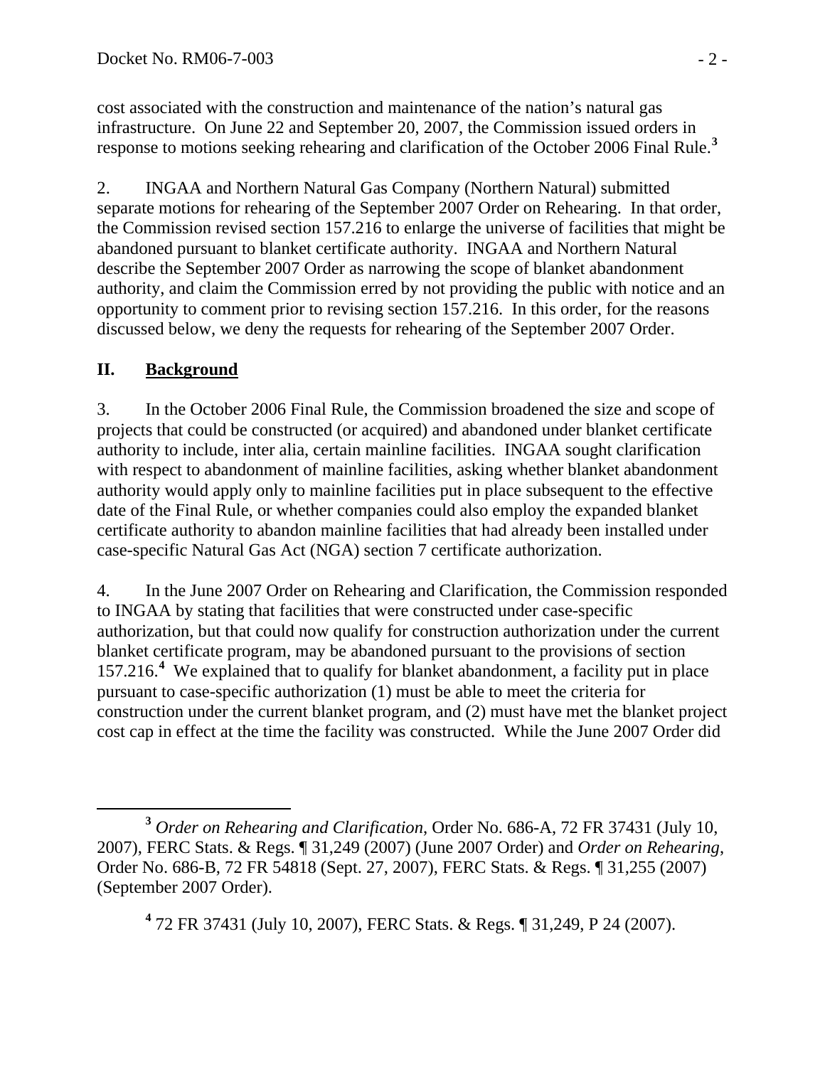cost associated with the construction and maintenance of the nation's natural gas infrastructure. On June 22 and September 20, 2007, the Commission issued orders in response to motions seeking rehearing and clarification of the October 2006 Final Rule.[3]

2. INGAA and Northern Natural Gas Company (Northern Natural) submitted separate motions for rehearing of the September 2007 Order on Rehearing. In that order, the Commission revised section 157.216 to enlarge the universe of facilities that might be abandoned pursuant to blanket certificate authority. INGAA and Northern Natural describe the September 2007 Order as narrowing the scope of blanket abandonment authority, and claim the Commission erred by not providing the public with notice and an opportunity to comment prior to revising section 157.216. In this order, for the reasons discussed below, we deny the requests for rehearing of the September 2007 Order.

## II. Background

3. In the October 2006 Final Rule, the Commission broadened the size and scope of projects that could be constructed (or acquired) and abandoned under blanket certificate authority to include, inter alia, certain mainline facilities. INGAA sought clarification with respect to abandonment of mainline facilities, asking whether blanket abandonment authority would apply only to mainline facilities put in place subsequent to the effective date of the Final Rule, or whether companies could also employ the expanded blanket certificate authority to abandon mainline facilities that had already been installed under case-specific Natural Gas Act (NGA) section 7 certificate authorization.

4. In the June 2007 Order on Rehearing and Clarification, the Commission responded to INGAA by stating that facilities that were constructed under case-specific authorization, but that could now qualify for construction authorization under the current blanket certificate program, may be abandoned pursuant to the provisions of section 157.216.[4] We explained that to qualify for blanket abandonment, a facility put in place pursuant to case-specific authorization (1) must be able to meet the criteria for construction under the current blanket program, and (2) must have met the blanket project cost cap in effect at the time the facility was constructed. While the June 2007 Order did

---

[3] *Order on Rehearing and Clarification*, Order No. 686-A, 72 FR 37431 (July 10, 2007), FERC Stats. & Regs. ¶ 31,249 (2007) (June 2007 Order) and *Order on Rehearing*, Order No. 686-B, 72 FR 54818 (Sept. 27, 2007), FERC Stats. & Regs. ¶ 31,255 (2007) (September 2007 Order).

[4] 72 FR 37431 (July 10, 2007), FERC Stats. & Regs. ¶ 31,249, P 24 (2007).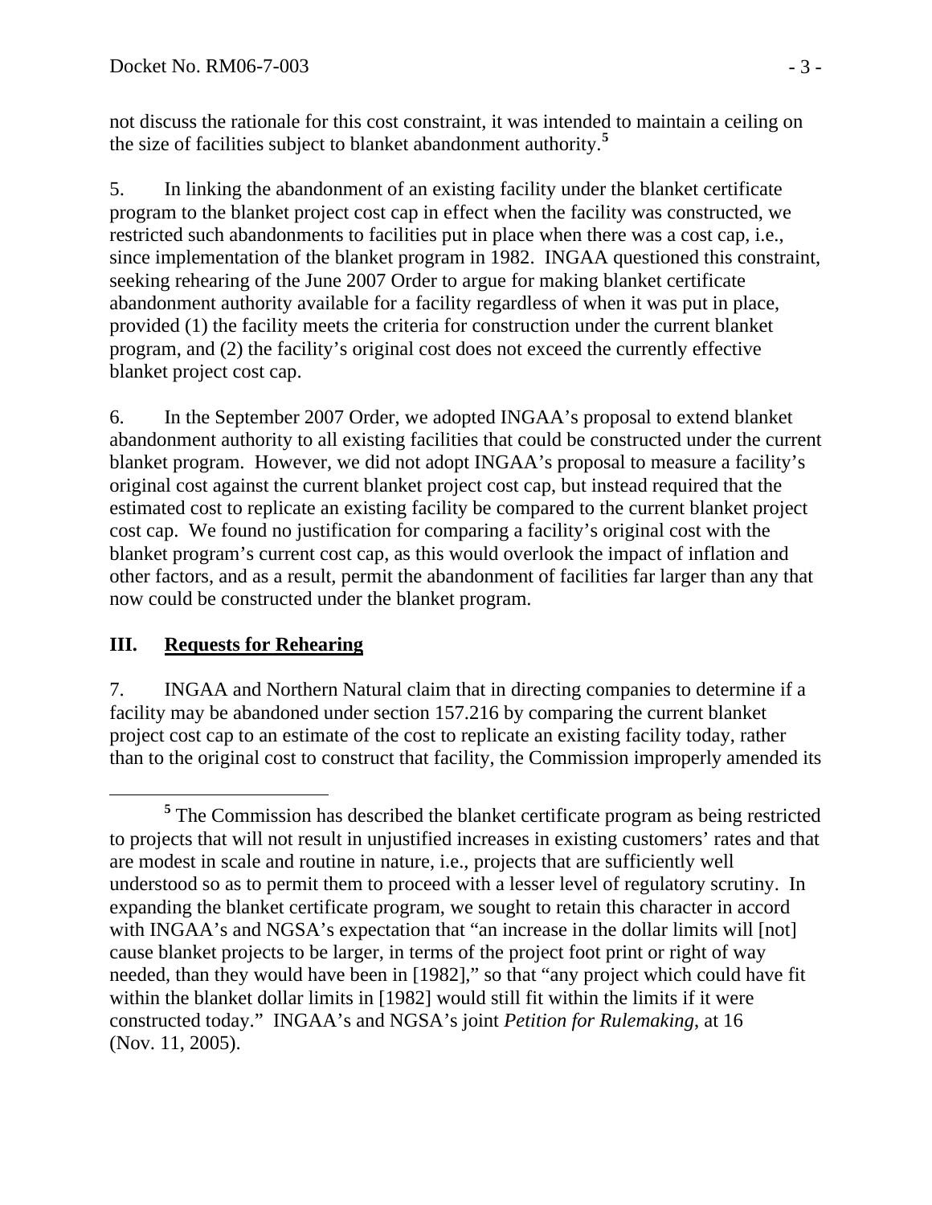not discuss the rationale for this cost constraint, it was intended to maintain a ceiling on the size of facilities subject to blanket abandonment authority.[5]

5. In linking the abandonment of an existing facility under the blanket certificate program to the blanket project cost cap in effect when the facility was constructed, we restricted such abandonments to facilities put in place when there was a cost cap, i.e., since implementation of the blanket program in 1982. INGAA questioned this constraint, seeking rehearing of the June 2007 Order to argue for making blanket certificate abandonment authority available for a facility regardless of when it was put in place, provided (1) the facility meets the criteria for construction under the current blanket program, and (2) the facility's original cost does not exceed the currently effective blanket project cost cap.

6. In the September 2007 Order, we adopted INGAA's proposal to extend blanket abandonment authority to all existing facilities that could be constructed under the current blanket program. However, we did not adopt INGAA's proposal to measure a facility's original cost against the current blanket project cost cap, but instead required that the estimated cost to replicate an existing facility be compared to the current blanket project cost cap. We found no justification for comparing a facility's original cost with the blanket program's current cost cap, as this would overlook the impact of inflation and other factors, and as a result, permit the abandonment of facilities far larger than any that now could be constructed under the blanket program.

## III. Requests for Rehearing

7. INGAA and Northern Natural claim that in directing companies to determine if a facility may be abandoned under section 157.216 by comparing the current blanket project cost cap to an estimate of the cost to replicate an existing facility today, rather than to the original cost to construct that facility, the Commission improperly amended its

[5] The Commission has described the blanket certificate program as being restricted to projects that will not result in unjustified increases in existing customers' rates and that are modest in scale and routine in nature, i.e., projects that are sufficiently well understood so as to permit them to proceed with a lesser level of regulatory scrutiny. In expanding the blanket certificate program, we sought to retain this character in accord with INGAA's and NGSA's expectation that "an increase in the dollar limits will [not] cause blanket projects to be larger, in terms of the project foot print or right of way needed, than they would have been in [1982]," so that "any project which could have fit within the blanket dollar limits in [1982] would still fit within the limits if it were constructed today." INGAA's and NGSA's joint *Petition for Rulemaking*, at 16 (Nov. 11, 2005).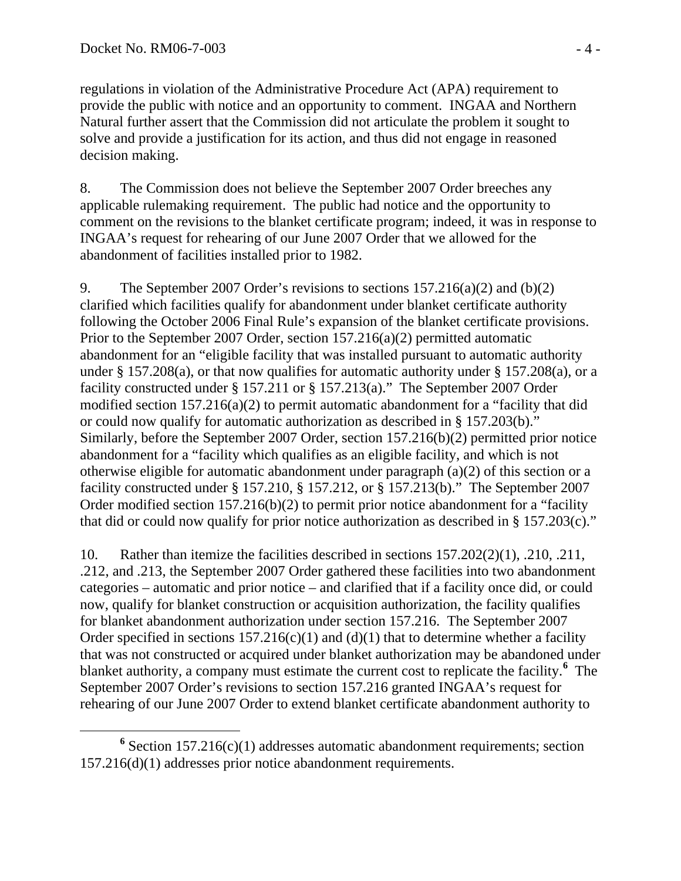regulations in violation of the Administrative Procedure Act (APA) requirement to provide the public with notice and an opportunity to comment. INGAA and Northern Natural further assert that the Commission did not articulate the problem it sought to solve and provide a justification for its action, and thus did not engage in reasoned decision making.

8. The Commission does not believe the September 2007 Order breeches any applicable rulemaking requirement. The public had notice and the opportunity to comment on the revisions to the blanket certificate program; indeed, it was in response to INGAA's request for rehearing of our June 2007 Order that we allowed for the abandonment of facilities installed prior to 1982.

9. The September 2007 Order's revisions to sections 157.216(a)(2) and (b)(2) clarified which facilities qualify for abandonment under blanket certificate authority following the October 2006 Final Rule's expansion of the blanket certificate provisions. Prior to the September 2007 Order, section 157.216(a)(2) permitted automatic abandonment for an "eligible facility that was installed pursuant to automatic authority under § 157.208(a), or that now qualifies for automatic authority under § 157.208(a), or a facility constructed under § 157.211 or § 157.213(a)." The September 2007 Order modified section 157.216(a)(2) to permit automatic abandonment for a "facility that did or could now qualify for automatic authorization as described in § 157.203(b)." Similarly, before the September 2007 Order, section 157.216(b)(2) permitted prior notice abandonment for a "facility which qualifies as an eligible facility, and which is not otherwise eligible for automatic abandonment under paragraph (a)(2) of this section or a facility constructed under § 157.210, § 157.212, or § 157.213(b)." The September 2007 Order modified section 157.216(b)(2) to permit prior notice abandonment for a "facility that did or could now qualify for prior notice authorization as described in § 157.203(c)."

10. Rather than itemize the facilities described in sections 157.202(2)(1), .210, .211, .212, and .213, the September 2007 Order gathered these facilities into two abandonment categories – automatic and prior notice – and clarified that if a facility once did, or could now, qualify for blanket construction or acquisition authorization, the facility qualifies for blanket abandonment authorization under section 157.216. The September 2007 Order specified in sections 157.216(c)(1) and (d)(1) that to determine whether a facility that was not constructed or acquired under blanket authorization may be abandoned under blanket authority, a company must estimate the current cost to replicate the facility.[6] The September 2007 Order's revisions to section 157.216 granted INGAA's request for rehearing of our June 2007 Order to extend blanket certificate abandonment authority to

[6] Section 157.216(c)(1) addresses automatic abandonment requirements; section 157.216(d)(1) addresses prior notice abandonment requirements.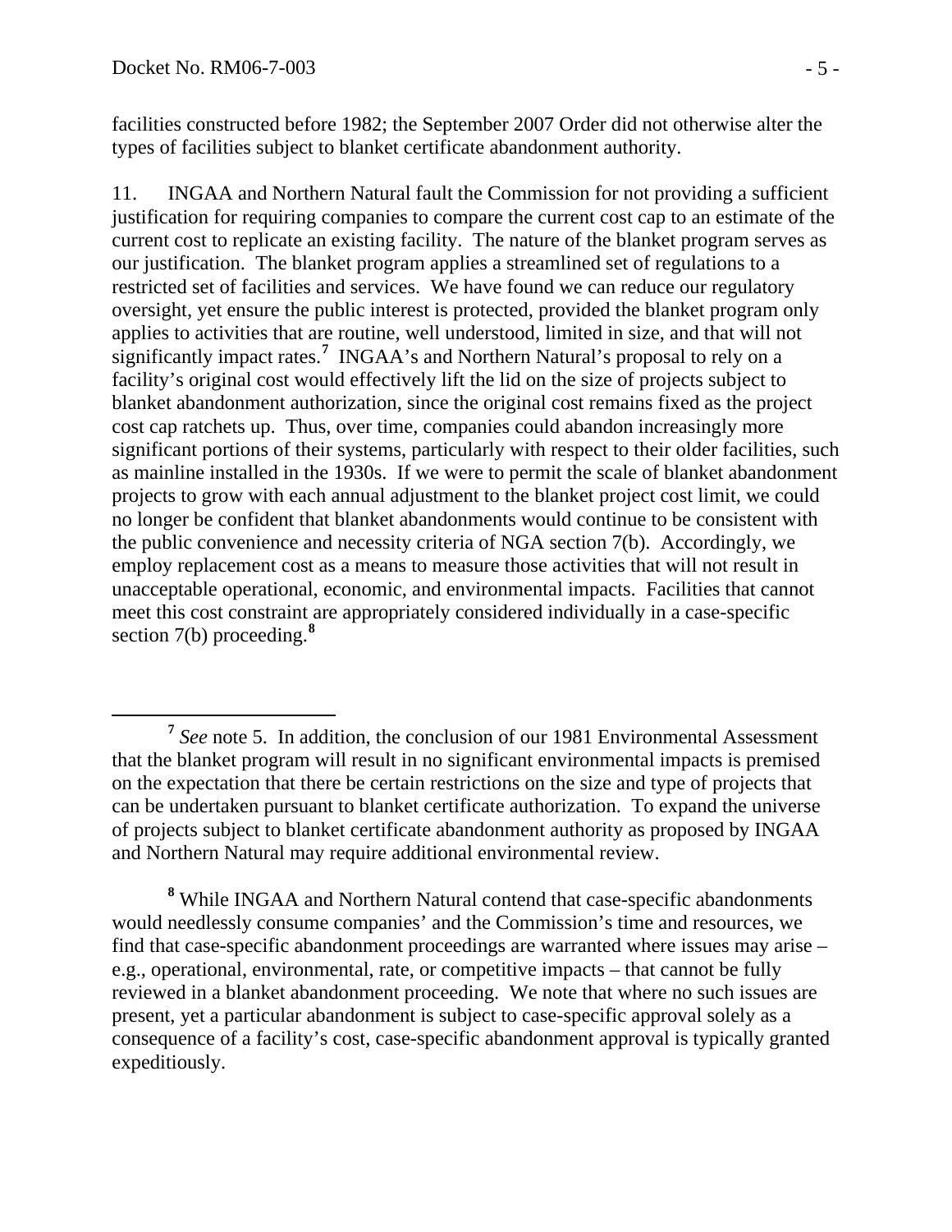facilities constructed before 1982; the September 2007 Order did not otherwise alter the types of facilities subject to blanket certificate abandonment authority.

11. INGAA and Northern Natural fault the Commission for not providing a sufficient justification for requiring companies to compare the current cost cap to an estimate of the current cost to replicate an existing facility. The nature of the blanket program serves as our justification. The blanket program applies a streamlined set of regulations to a restricted set of facilities and services. We have found we can reduce our regulatory oversight, yet ensure the public interest is protected, provided the blanket program only applies to activities that are routine, well understood, limited in size, and that will not significantly impact rates.[7] INGAA's and Northern Natural's proposal to rely on a facility's original cost would effectively lift the lid on the size of projects subject to blanket abandonment authorization, since the original cost remains fixed as the project cost cap ratchets up. Thus, over time, companies could abandon increasingly more significant portions of their systems, particularly with respect to their older facilities, such as mainline installed in the 1930s. If we were to permit the scale of blanket abandonment projects to grow with each annual adjustment to the blanket project cost limit, we could no longer be confident that blanket abandonments would continue to be consistent with the public convenience and necessity criteria of NGA section 7(b). Accordingly, we employ replacement cost as a means to measure those activities that will not result in unacceptable operational, economic, and environmental impacts. Facilities that cannot meet this cost constraint are appropriately considered individually in a case-specific section 7(b) proceeding.[8]

---

[7] *See* note 5. In addition, the conclusion of our 1981 Environmental Assessment that the blanket program will result in no significant environmental impacts is premised on the expectation that there be certain restrictions on the size and type of projects that can be undertaken pursuant to blanket certificate authorization. To expand the universe of projects subject to blanket certificate abandonment authority as proposed by INGAA and Northern Natural may require additional environmental review.

[8] While INGAA and Northern Natural contend that case-specific abandonments would needlessly consume companies' and the Commission's time and resources, we find that case-specific abandonment proceedings are warranted where issues may arise – e.g., operational, environmental, rate, or competitive impacts – that cannot be fully reviewed in a blanket abandonment proceeding. We note that where no such issues are present, yet a particular abandonment is subject to case-specific approval solely as a consequence of a facility's cost, case-specific abandonment approval is typically granted expeditiously.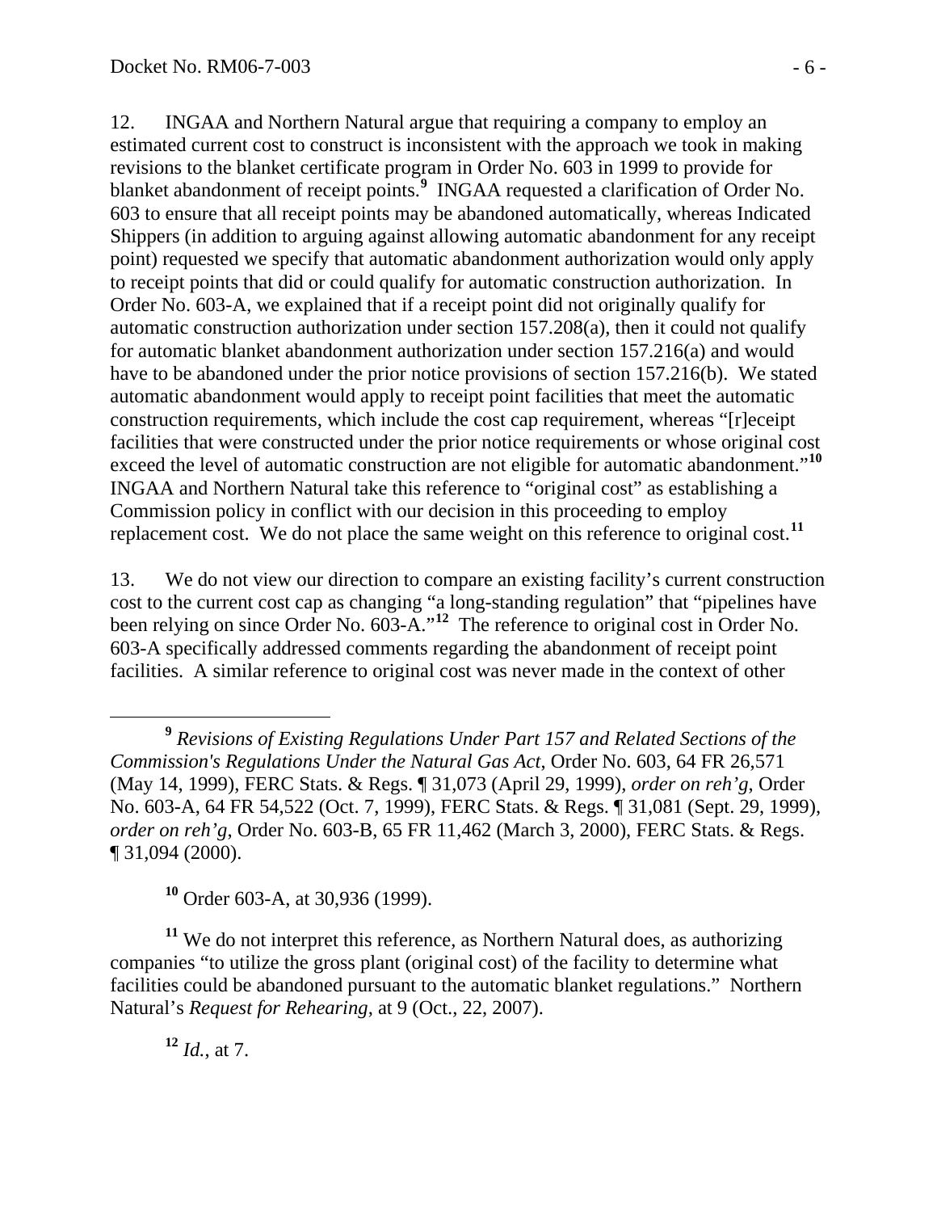12. INGAA and Northern Natural argue that requiring a company to employ an estimated current cost to construct is inconsistent with the approach we took in making revisions to the blanket certificate program in Order No. 603 in 1999 to provide for blanket abandonment of receipt points.[9] INGAA requested a clarification of Order No. 603 to ensure that all receipt points may be abandoned automatically, whereas Indicated Shippers (in addition to arguing against allowing automatic abandonment for any receipt point) requested we specify that automatic abandonment authorization would only apply to receipt points that did or could qualify for automatic construction authorization. In Order No. 603-A, we explained that if a receipt point did not originally qualify for automatic construction authorization under section 157.208(a), then it could not qualify for automatic blanket abandonment authorization under section 157.216(a) and would have to be abandoned under the prior notice provisions of section 157.216(b). We stated automatic abandonment would apply to receipt point facilities that meet the automatic construction requirements, which include the cost cap requirement, whereas "[r]eceipt facilities that were constructed under the prior notice requirements or whose original cost exceed the level of automatic construction are not eligible for automatic abandonment."[10] INGAA and Northern Natural take this reference to "original cost" as establishing a Commission policy in conflict with our decision in this proceeding to employ replacement cost. We do not place the same weight on this reference to original cost.[11]

13. We do not view our direction to compare an existing facility's current construction cost to the current cost cap as changing "a long-standing regulation" that "pipelines have been relying on since Order No. 603-A."[12] The reference to original cost in Order No. 603-A specifically addressed comments regarding the abandonment of receipt point facilities. A similar reference to original cost was never made in the context of other

---

[9] *Revisions of Existing Regulations Under Part 157 and Related Sections of the Commission's Regulations Under the Natural Gas Act*, Order No. 603, 64 FR 26,571 (May 14, 1999), FERC Stats. & Regs. ¶ 31,073 (April 29, 1999), *order on reh'g*, Order No. 603-A, 64 FR 54,522 (Oct. 7, 1999), FERC Stats. & Regs. ¶ 31,081 (Sept. 29, 1999), *order on reh'g*, Order No. 603-B, 65 FR 11,462 (March 3, 2000), FERC Stats. & Regs. ¶ 31,094 (2000).

[10] Order 603-A, at 30,936 (1999).

[11] We do not interpret this reference, as Northern Natural does, as authorizing companies "to utilize the gross plant (original cost) of the facility to determine what facilities could be abandoned pursuant to the automatic blanket regulations." Northern Natural's *Request for Rehearing*, at 9 (Oct., 22, 2007).

[12] *Id.*, at 7.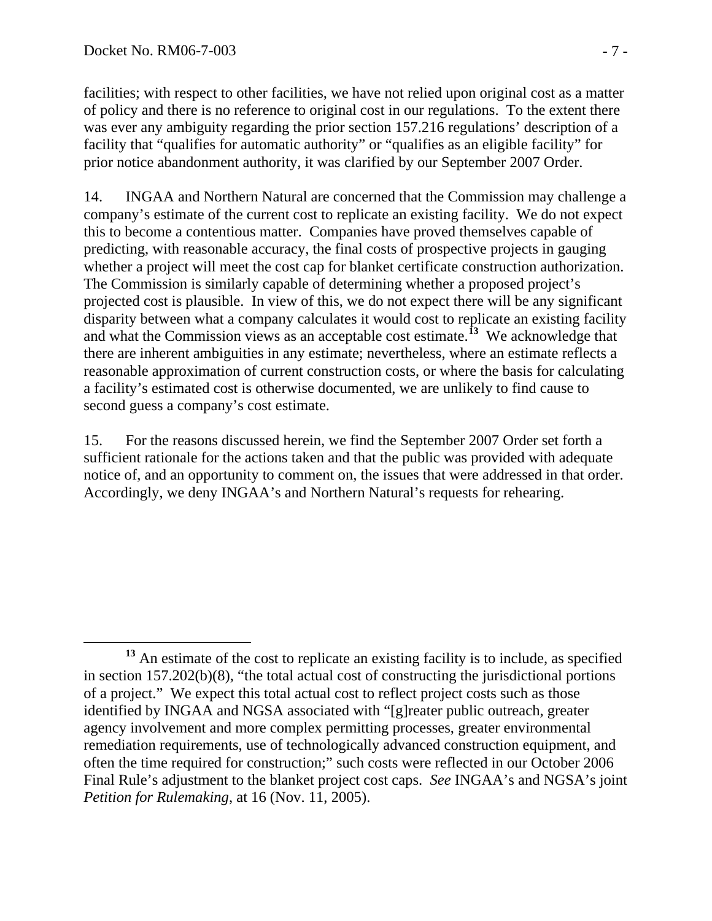facilities; with respect to other facilities, we have not relied upon original cost as a matter of policy and there is no reference to original cost in our regulations. To the extent there was ever any ambiguity regarding the prior section 157.216 regulations' description of a facility that "qualifies for automatic authority" or "qualifies as an eligible facility" for prior notice abandonment authority, it was clarified by our September 2007 Order.

14. INGAA and Northern Natural are concerned that the Commission may challenge a company's estimate of the current cost to replicate an existing facility. We do not expect this to become a contentious matter. Companies have proved themselves capable of predicting, with reasonable accuracy, the final costs of prospective projects in gauging whether a project will meet the cost cap for blanket certificate construction authorization. The Commission is similarly capable of determining whether a proposed project's projected cost is plausible. In view of this, we do not expect there will be any significant disparity between what a company calculates it would cost to replicate an existing facility and what the Commission views as an acceptable cost estimate.[13] We acknowledge that there are inherent ambiguities in any estimate; nevertheless, where an estimate reflects a reasonable approximation of current construction costs, or where the basis for calculating a facility's estimated cost is otherwise documented, we are unlikely to find cause to second guess a company's cost estimate.

15. For the reasons discussed herein, we find the September 2007 Order set forth a sufficient rationale for the actions taken and that the public was provided with adequate notice of, and an opportunity to comment on, the issues that were addressed in that order. Accordingly, we deny INGAA's and Northern Natural's requests for rehearing.

[13] An estimate of the cost to replicate an existing facility is to include, as specified in section 157.202(b)(8), "the total actual cost of constructing the jurisdictional portions of a project." We expect this total actual cost to reflect project costs such as those identified by INGAA and NGSA associated with "[g]reater public outreach, greater agency involvement and more complex permitting processes, greater environmental remediation requirements, use of technologically advanced construction equipment, and often the time required for construction;" such costs were reflected in our October 2006 Final Rule's adjustment to the blanket project cost caps. *See* INGAA's and NGSA's joint *Petition for Rulemaking*, at 16 (Nov. 11, 2005).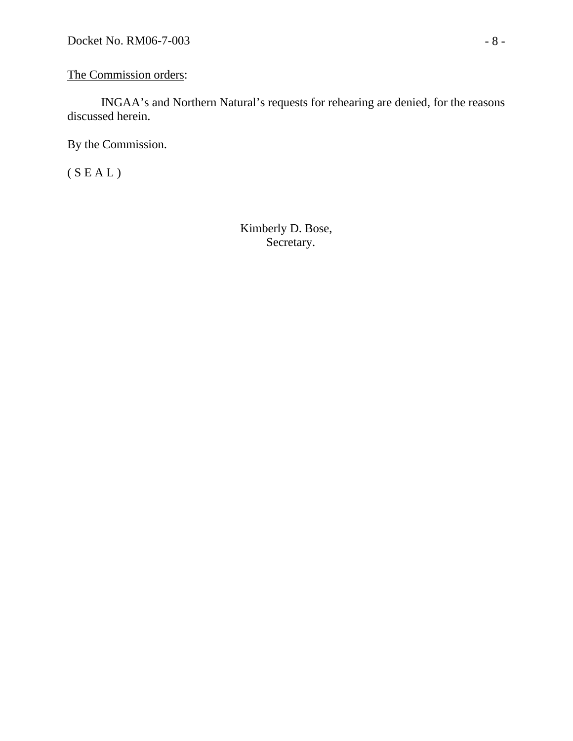<u>The Commission orders</u>:

INGAA's and Northern Natural's requests for rehearing are denied, for the reasons discussed herein.

By the Commission.

( S E A L )

Kimberly D. Bose,
Secretary.